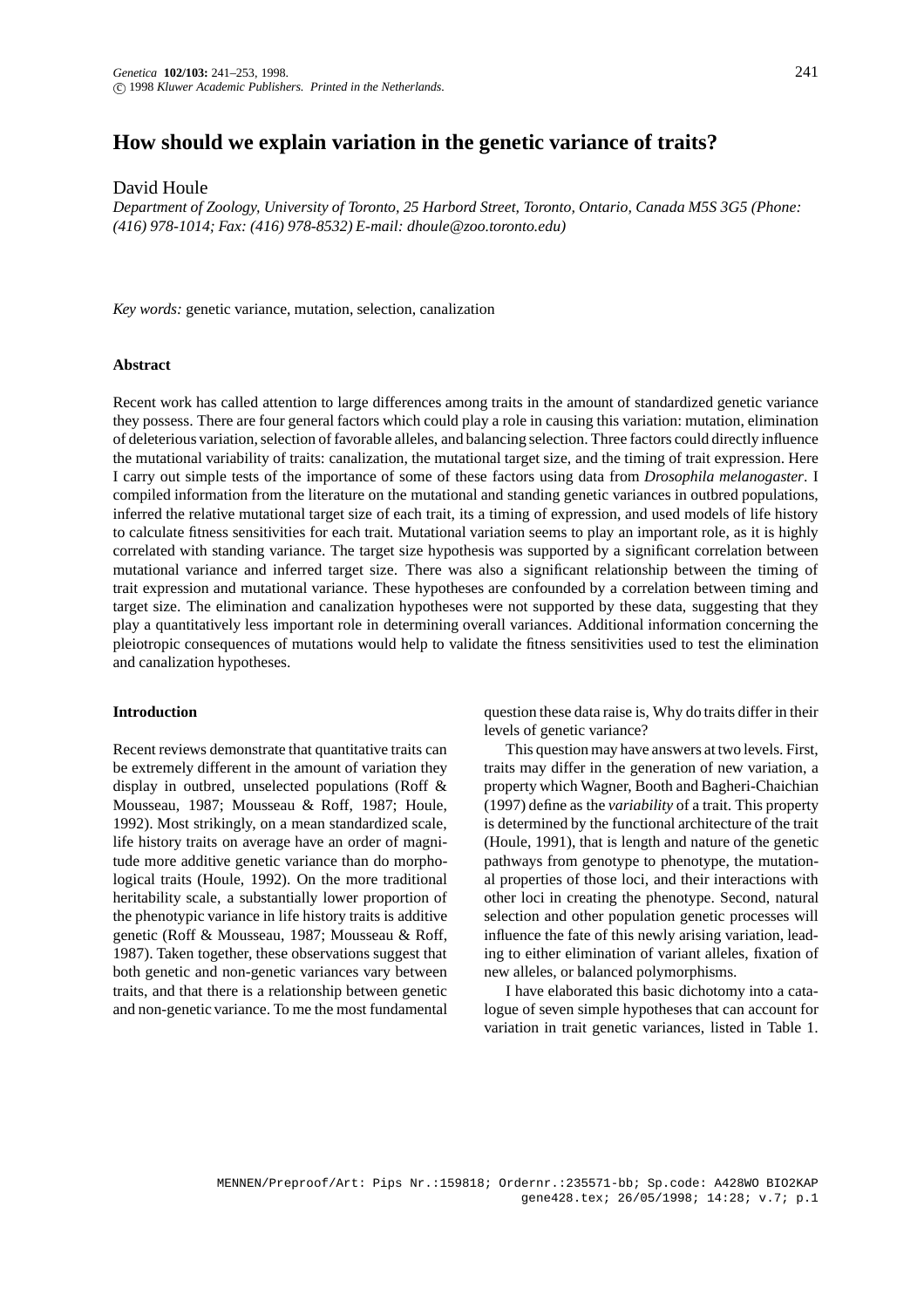# How should we explain variation in the genetic variance of traits?

David Houle

*Department of Zoology, University of Toronto, 25 Harbord Street, Toronto, Ontario, Canada M5S 3G5 (Phone: (416) 978-1014; Fax: (416) 978-8532) E-mail: dhoule@zoo.toronto.edu)*

*Key words:* genetic variance, mutation, selection, canalization

### Abstract

Recent work has called attention to large differences among traits in the amount of standardized genetic variance they possess. There are four general factors which could play a role in causing this variation: mutation, elimination of deleterious variation, selection of favorable alleles, and balancing selection. Three factors could directly influence the mutational variability of traits: canalization, the mutational target size, and the timing of trait expression. Here I carry out simple tests of the importance of some of these factors using data from *Drosophila melanogaster*. I compiled information from the literature on the mutational and standing genetic variances in outbred populations, inferred the relative mutational target size of each trait, its a timing of expression, and used models of life history to calculate fitness sensitivities for each trait. Mutational variation seems to play an important role, as it is highly correlated with standing variance. The target size hypothesis was supported by a significant correlation between mutational variance and inferred target size. There was also a significant relationship between the timing of trait expression and mutational variance. These hypotheses are confounded by a correlation between timing and target size. The elimination and canalization hypotheses were not supported by these data, suggesting that they play a quantitatively less important role in determining overall variances. Additional information concerning the pleiotropic consequences of mutations would help to validate the fitness sensitivities used to test the elimination and canalization hypotheses.

### Introduction

Recent reviews demonstrate that quantitative traits can be extremely different in the amount of variation they display in outbred, unselected populations (Roff & Mousseau, 1987; Mousseau & Roff, 1987; Houle, 1992). Most strikingly, on a mean standardized scale, life history traits on average have an order of magnitude more additive genetic variance than do morphological traits (Houle, 1992). On the more traditional heritability scale, a substantially lower proportion of the phenotypic variance in life history traits is additive genetic (Roff & Mousseau, 1987; Mousseau & Roff, 1987). Taken together, these observations suggest that both genetic and non-genetic variances vary between traits, and that there is a relationship between genetic and non-genetic variance. To me the most fundamental question these data raise is, Why do traits differ in their levels of genetic variance?

This question may have answers at two levels. First, traits may differ in the generation of new variation, a property which Wagner, Booth and Bagheri-Chaichian (1997) define as the *variability* of a trait. This property is determined by the functional architecture of the trait (Houle, 1991), that is length and nature of the genetic pathways from genotype to phenotype, the mutational properties of those loci, and their interactions with other loci in creating the phenotype. Second, natural selection and other population genetic processes will influence the fate of this newly arising variation, leading to either elimination of variant alleles, fixation of new alleles, or balanced polymorphisms.

I have elaborated this basic dichotomy into a catalogue of seven simple hypotheses that can account for variation in trait genetic variances, listed in Table 1.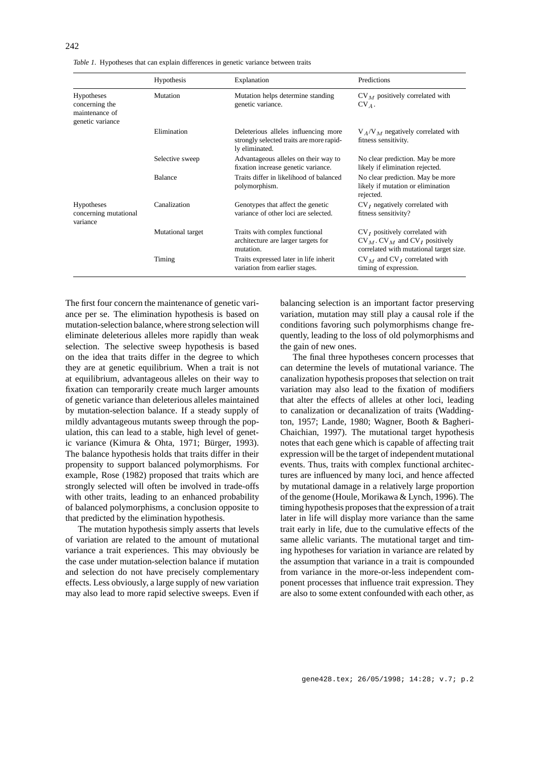*Table 1*. Hypotheses that can explain differences in genetic variance between traits

| | Hypothesis | Explanation | Predictions |
|---|---|---|---|
| Hypotheses concerning the maintenance of genetic variance | Mutation | Mutation helps determine standing genetic variance. | $CV_M$ positively correlated with $CV_A$. |
| | Elimination | Deleterious alleles influencing more strongly selected traits are more rapidly eliminated. | $V_A/V_M$ negatively correlated with fitness sensitivity. |
| | Selective sweep | Advantageous alleles on their way to fixation increase genetic variance. | No clear prediction. May be more likely if elimination rejected. |
| | Balance | Traits differ in likelihood of balanced polymorphism. | No clear prediction. May be more likely if mutation or elimination rejected. |
| Hypotheses concerning mutational variance | Canalization | Genotypes that affect the genetic variance of other loci are selected. | $CV_I$ negatively correlated with fitness sensitivity? |
| | Mutational target | Traits with complex functional architecture are larger targets for mutation. | $CV_I$ positively correlated with $CV_M$. $CV_M$ and $CV_I$ positively correlated with mutational target size. |
| | Timing | Traits expressed later in life inherit variation from earlier stages. | $CV_M$ and $CV_I$ correlated with timing of expression. |

The first four concern the maintenance of genetic variance per se. The elimination hypothesis is based on mutation-selection balance, where strong selection will eliminate deleterious alleles more rapidly than weak selection. The selective sweep hypothesis is based on the idea that traits differ in the degree to which they are at genetic equilibrium. When a trait is not at equilibrium, advantageous alleles on their way to fixation can temporarily create much larger amounts of genetic variance than deleterious alleles maintained by mutation-selection balance. If a steady supply of mildly advantageous mutants sweep through the population, this can lead to a stable, high level of genetic variance (Kimura & Ohta, 1971; Bürger, 1993). The balance hypothesis holds that traits differ in their propensity to support balanced polymorphisms. For example, Rose (1982) proposed that traits which are strongly selected will often be involved in trade-offs with other traits, leading to an enhanced probability of balanced polymorphisms, a conclusion opposite to that predicted by the elimination hypothesis.

The mutation hypothesis simply asserts that levels of variation are related to the amount of mutational variance a trait experiences. This may obviously be the case under mutation-selection balance if mutation and selection do not have precisely complementary effects. Less obviously, a large supply of new variation may also lead to more rapid selective sweeps. Even if balancing selection is an important factor preserving variation, mutation may still play a causal role if the conditions favoring such polymorphisms change frequently, leading to the loss of old polymorphisms and the gain of new ones.

The final three hypotheses concern processes that can determine the levels of mutational variance. The canalization hypothesis proposes that selection on trait variation may also lead to the fixation of modifiers that alter the effects of alleles at other loci, leading to canalization or decanalization of traits (Waddington, 1957; Lande, 1980; Wagner, Booth & Bagheri-Chaichian, 1997). The mutational target hypothesis notes that each gene which is capable of affecting trait expression will be the target of independent mutational events. Thus, traits with complex functional architectures are influenced by many loci, and hence affected by mutational damage in a relatively large proportion of the genome (Houle, Morikawa & Lynch, 1996). The timing hypothesis proposes that the expression of a trait later in life will display more variance than the same trait early in life, due to the cumulative effects of the same allelic variants. The mutational target and timing hypotheses for variation in variance are related by the assumption that variance in a trait is compounded from variance in the more-or-less independent component processes that influence trait expression. They are also to some extent confounded with each other, as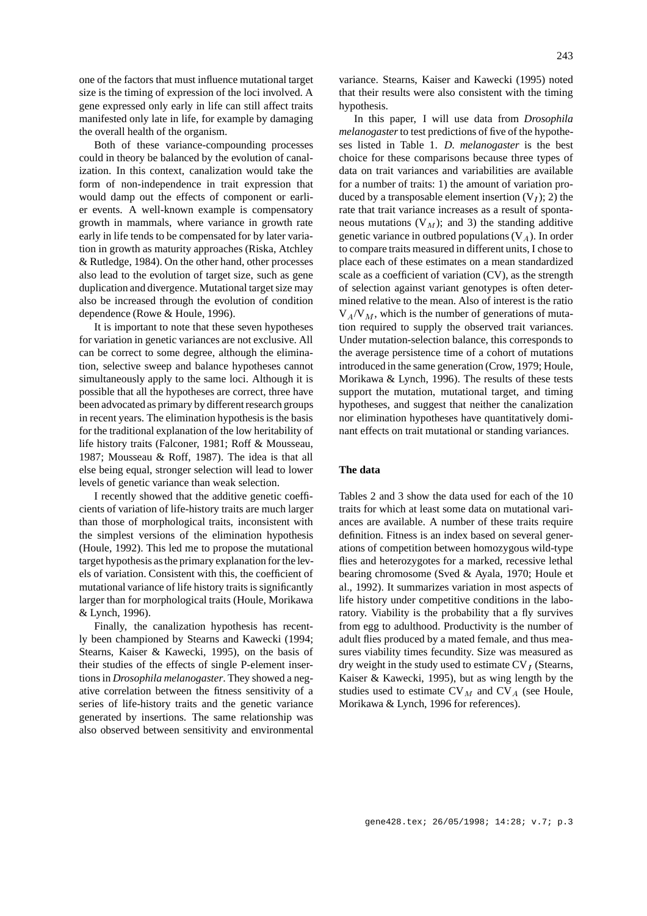one of the factors that must influence mutational target size is the timing of expression of the loci involved. A gene expressed only early in life can still affect traits manifested only late in life, for example by damaging the overall health of the organism.

Both of these variance-compounding processes could in theory be balanced by the evolution of canalization. In this context, canalization would take the form of non-independence in trait expression that would damp out the effects of component or earlier events. A well-known example is compensatory growth in mammals, where variance in growth rate early in life tends to be compensated for by later variation in growth as maturity approaches (Riska, Atchley & Rutledge, 1984). On the other hand, other processes also lead to the evolution of target size, such as gene duplication and divergence. Mutational target size may also be increased through the evolution of condition dependence (Rowe & Houle, 1996).

It is important to note that these seven hypotheses for variation in genetic variances are not exclusive. All can be correct to some degree, although the elimination, selective sweep and balance hypotheses cannot simultaneously apply to the same loci. Although it is possible that all the hypotheses are correct, three have been advocated as primary by different research groups in recent years. The elimination hypothesis is the basis for the traditional explanation of the low heritability of life history traits (Falconer, 1981; Roff & Mousseau, 1987; Mousseau & Roff, 1987). The idea is that all else being equal, stronger selection will lead to lower levels of genetic variance than weak selection.

I recently showed that the additive genetic coefficients of variation of life-history traits are much larger than those of morphological traits, inconsistent with the simplest versions of the elimination hypothesis (Houle, 1992). This led me to propose the mutational target hypothesis as the primary explanation for the levels of variation. Consistent with this, the coefficient of mutational variance of life history traits is significantly larger than for morphological traits (Houle, Morikawa & Lynch, 1996).

Finally, the canalization hypothesis has recently been championed by Stearns and Kawecki (1994; Stearns, Kaiser & Kawecki, 1995), on the basis of their studies of the effects of single P-element insertions in *Drosophila melanogaster*. They showed a negative correlation between the fitness sensitivity of a series of life-history traits and the genetic variance generated by insertions. The same relationship was also observed between sensitivity and environmental variance. Stearns, Kaiser and Kawecki (1995) noted that their results were also consistent with the timing hypothesis.

In this paper, I will use data from *Drosophila melanogaster* to test predictions of five of the hypotheses listed in Table 1. *D. melanogaster* is the best choice for these comparisons because three types of data on trait variances and variabilities are available for a number of traits: 1) the amount of variation produced by a transposable element insertion ($V_I$); 2) the rate that trait variance increases as a result of spontaneous mutations ($V_M$); and 3) the standing additive genetic variance in outbred populations ($V_A$). In order to compare traits measured in different units, I chose to place each of these estimates on a mean standardized scale as a coefficient of variation (CV), as the strength of selection against variant genotypes is often determined relative to the mean. Also of interest is the ratio $V_A/V_M$, which is the number of generations of mutation required to supply the observed trait variances. Under mutation-selection balance, this corresponds to the average persistence time of a cohort of mutations introduced in the same generation (Crow, 1979; Houle, Morikawa & Lynch, 1996). The results of these tests support the mutation, mutational target, and timing hypotheses, and suggest that neither the canalization nor elimination hypotheses have quantitatively dominant effects on trait mutational or standing variances.

## The data

Tables 2 and 3 show the data used for each of the 10 traits for which at least some data on mutational variances are available. A number of these traits require definition. Fitness is an index based on several generations of competition between homozygous wild-type flies and heterozygotes for a marked, recessive lethal bearing chromosome (Sved & Ayala, 1970; Houle et al., 1992). It summarizes variation in most aspects of life history under competitive conditions in the laboratory. Viability is the probability that a fly survives from egg to adulthood. Productivity is the number of adult flies produced by a mated female, and thus measures viability times fecundity. Size was measured as dry weight in the study used to estimate $CV_I$ (Stearns, Kaiser & Kawecki, 1995), but as wing length by the studies used to estimate $CV_M$ and $CV_A$ (see Houle, Morikawa & Lynch, 1996 for references).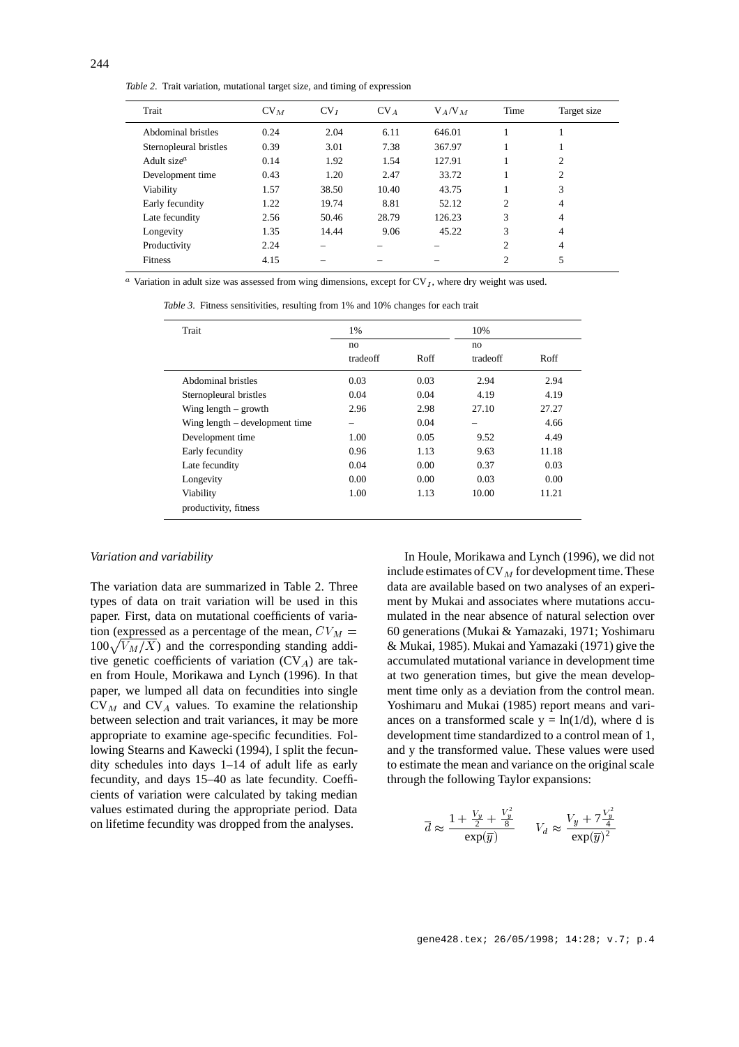*Table 2.* Trait variation, mutational target size, and timing of expression

| Trait | $CV_M$ | $CV_I$ | $CV_A$ | $V_A/V_M$ | Time | Target size |
|---|---|---|---|---|---|---|
| Abdominal bristles | 0.24 | 2.04 | 6.11 | 646.01 | 1 | 1 |
| Sternopleural bristles | 0.39 | 3.01 | 7.38 | 367.97 | 1 | 1 |
| Adult size[a] | 0.14 | 1.92 | 1.54 | 127.91 | 1 | 2 |
| Development time | 0.43 | 1.20 | 2.47 | 33.72 | 1 | 2 |
| Viability | 1.57 | 38.50 | 10.40 | 43.75 | 1 | 3 |
| Early fecundity | 1.22 | 19.74 | 8.81 | 52.12 | 2 | 4 |
| Late fecundity | 2.56 | 50.46 | 28.79 | 126.23 | 3 | 4 |
| Longevity | 1.35 | 14.44 | 9.06 | 45.22 | 3 | 4 |
| Productivity | 2.24 | – | – | – | 2 | 4 |
| Fitness | 4.15 | – | – | – | 2 | 5 |

[a] Variation in adult size was assessed from wing dimensions, except for $CV_I$, where dry weight was used.

*Table 3.* Fitness sensitivities, resulting from 1% and 10% changes for each trait

| Trait | 1% | | 10% | |
|---|---|---|---|---|
| | no tradeoff | Roff | no tradeoff | Roff |
| Abdominal bristles | 0.03 | 0.03 | 2.94 | 2.94 |
| Sternopleural bristles | 0.04 | 0.04 | 4.19 | 4.19 |
| Wing length – growth | 2.96 | 2.98 | 27.10 | 27.27 |
| Wing length – development time | – | 0.04 | – | 4.66 |
| Development time | 1.00 | 0.05 | 9.52 | 4.49 |
| Early fecundity | 0.96 | 1.13 | 9.63 | 11.18 |
| Late fecundity | 0.04 | 0.00 | 0.37 | 0.03 |
| Longevity | 0.00 | 0.00 | 0.03 | 0.00 |
| Viability | 1.00 | 1.13 | 10.00 | 11.21 |
| productivity, fitness | | | | |

### *Variation and variability*

The variation data are summarized in Table 2. Three types of data on trait variation will be used in this paper. First, data on mutational coefficients of variation (expressed as a percentage of the mean, $CV_M = 100\sqrt{V_M/X}$) and the corresponding standing additive genetic coefficients of variation ($CV_A$) are taken from Houle, Morikawa and Lynch (1996). In that paper, we lumped all data on fecundities into single $CV_M$ and $CV_A$ values. To examine the relationship between selection and trait variances, it may be more appropriate to examine age-specific fecundities. Following Stearns and Kawecki (1994), I split the fecundity schedules into days 1–14 of adult life as early fecundity, and days 15–40 as late fecundity. Coefficients of variation were calculated by taking median values estimated during the appropriate period. Data on lifetime fecundity was dropped from the analyses.

In Houle, Morikawa and Lynch (1996), we did not include estimates of $CV_M$ for development time. These data are available based on two analyses of an experiment by Mukai and associates where mutations accumulated in the near absence of natural selection over 60 generations (Mukai & Yamazaki, 1971; Yoshimaru & Mukai, 1985). Mukai and Yamazaki (1971) give the accumulated mutational variance in development time at two generation times, but give the mean development time only as a deviation from the control mean. Yoshimaru and Mukai (1985) report means and variances on a transformed scale y = ln(1/d), where d is development time standardized to a control mean of 1, and y the transformed value. These values were used to estimate the mean and variance on the original scale through the following Taylor expansions:

$$\overline{d} \approx \frac{1 + \frac{V_y}{2} + \frac{V_y^2}{8}}{\exp(\overline{y})} \qquad V_d \approx \frac{V_y + 7\frac{V_y^2}{4}}{\exp(\overline{y})^2}$$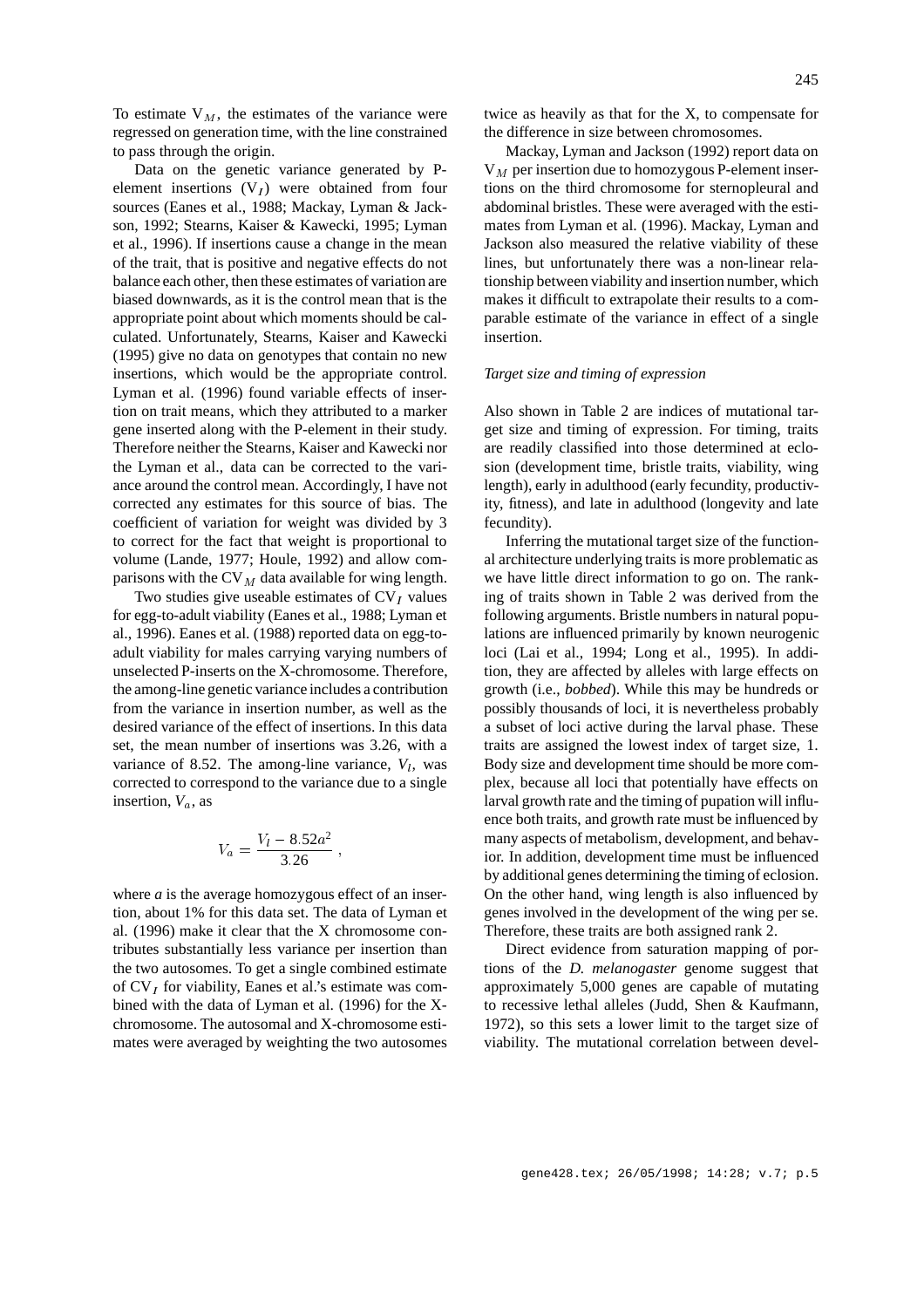To estimate $V_M$, the estimates of the variance were regressed on generation time, with the line constrained to pass through the origin.

Data on the genetic variance generated by P-element insertions ($V_I$) were obtained from four sources (Eanes et al., 1988; Mackay, Lyman & Jackson, 1992; Stearns, Kaiser & Kawecki, 1995; Lyman et al., 1996). If insertions cause a change in the mean of the trait, that is positive and negative effects do not balance each other, then these estimates of variation are biased downwards, as it is the control mean that is the appropriate point about which moments should be calculated. Unfortunately, Stearns, Kaiser and Kawecki (1995) give no data on genotypes that contain no new insertions, which would be the appropriate control. Lyman et al. (1996) found variable effects of insertion on trait means, which they attributed to a marker gene inserted along with the P-element in their study. Therefore neither the Stearns, Kaiser and Kawecki nor the Lyman et al., data can be corrected to the variance around the control mean. Accordingly, I have not corrected any estimates for this source of bias. The coefficient of variation for weight was divided by 3 to correct for the fact that weight is proportional to volume (Lande, 1977; Houle, 1992) and allow comparisons with the $CV_M$ data available for wing length.

Two studies give useable estimates of $CV_I$ values for egg-to-adult viability (Eanes et al., 1988; Lyman et al., 1996). Eanes et al. (1988) reported data on egg-to-adult viability for males carrying varying numbers of unselected P-inserts on the X-chromosome. Therefore, the among-line genetic variance includes a contribution from the variance in insertion number, as well as the desired variance of the effect of insertions. In this data set, the mean number of insertions was 3.26, with a variance of 8.52. The among-line variance, $V_l$, was corrected to correspond to the variance due to a single insertion, $V_a$, as

$$V_a = \frac{V_l - 8.52a^2}{3.26},$$

where *a* is the average homozygous effect of an insertion, about 1% for this data set. The data of Lyman et al. (1996) make it clear that the X chromosome contributes substantially less variance per insertion than the two autosomes. To get a single combined estimate of $CV_I$ for viability, Eanes et al.'s estimate was combined with the data of Lyman et al. (1996) for the X-chromosome. The autosomal and X-chromosome estimates were averaged by weighting the two autosomes twice as heavily as that for the X, to compensate for the difference in size between chromosomes.

Mackay, Lyman and Jackson (1992) report data on $V_M$ per insertion due to homozygous P-element insertions on the third chromosome for sternopleural and abdominal bristles. These were averaged with the estimates from Lyman et al. (1996). Mackay, Lyman and Jackson also measured the relative viability of these lines, but unfortunately there was a non-linear relationship between viability and insertion number, which makes it difficult to extrapolate their results to a comparable estimate of the variance in effect of a single insertion.

*Target size and timing of expression*

Also shown in Table 2 are indices of mutational target size and timing of expression. For timing, traits are readily classified into those determined at eclosion (development time, bristle traits, viability, wing length), early in adulthood (early fecundity, productivity, fitness), and late in adulthood (longevity and late fecundity).

Inferring the mutational target size of the functional architecture underlying traits is more problematic as we have little direct information to go on. The ranking of traits shown in Table 2 was derived from the following arguments. Bristle numbers in natural populations are influenced primarily by known neurogenic loci (Lai et al., 1994; Long et al., 1995). In addition, they are affected by alleles with large effects on growth (i.e., *bobbed*). While this may be hundreds or possibly thousands of loci, it is nevertheless probably a subset of loci active during the larval phase. These traits are assigned the lowest index of target size, 1. Body size and development time should be more complex, because all loci that potentially have effects on larval growth rate and the timing of pupation will influence both traits, and growth rate must be influenced by many aspects of metabolism, development, and behavior. In addition, development time must be influenced by additional genes determining the timing of eclosion. On the other hand, wing length is also influenced by genes involved in the development of the wing per se. Therefore, these traits are both assigned rank 2.

Direct evidence from saturation mapping of portions of the *D. melanogaster* genome suggest that approximately 5,000 genes are capable of mutating to recessive lethal alleles (Judd, Shen & Kaufmann, 1972), so this sets a lower limit to the target size of viability. The mutational correlation between devel-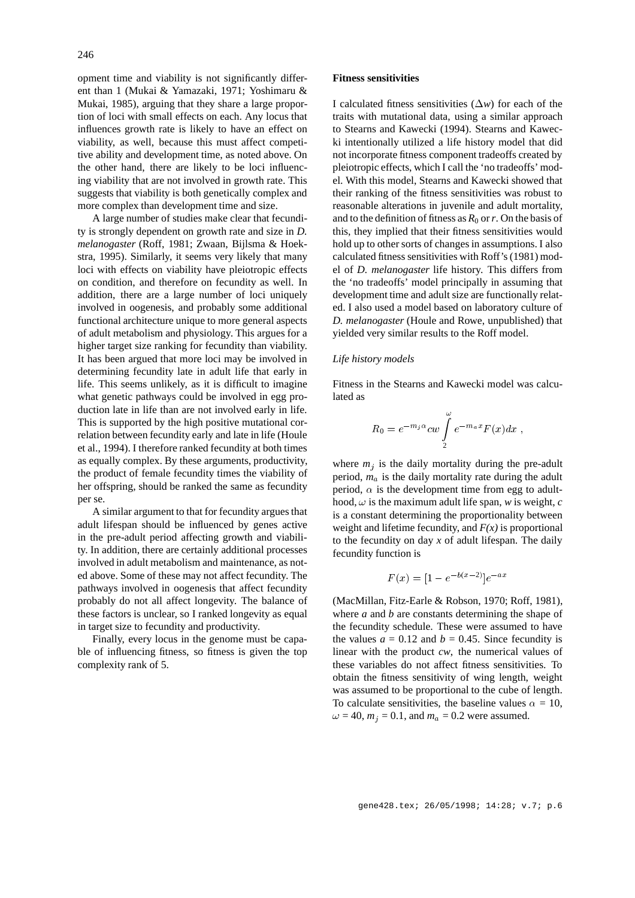opment time and viability is not significantly different than 1 (Mukai & Yamazaki, 1971; Yoshimaru & Mukai, 1985), arguing that they share a large proportion of loci with small effects on each. Any locus that influences growth rate is likely to have an effect on viability, as well, because this must affect competitive ability and development time, as noted above. On the other hand, there are likely to be loci influencing viability that are not involved in growth rate. This suggests that viability is both genetically complex and more complex than development time and size.

A large number of studies make clear that fecundity is strongly dependent on growth rate and size in *D. melanogaster* (Roff, 1981; Zwaan, Bijlsma & Hoekstra, 1995). Similarly, it seems very likely that many loci with effects on viability have pleiotropic effects on condition, and therefore on fecundity as well. In addition, there are a large number of loci uniquely involved in oogenesis, and probably some additional functional architecture unique to more general aspects of adult metabolism and physiology. This argues for a higher target size ranking for fecundity than viability. It has been argued that more loci may be involved in determining fecundity late in adult life that early in life. This seems unlikely, as it is difficult to imagine what genetic pathways could be involved in egg production late in life than are not involved early in life. This is supported by the high positive mutational correlation between fecundity early and late in life (Houle et al., 1994). I therefore ranked fecundity at both times as equally complex. By these arguments, productivity, the product of female fecundity times the viability of her offspring, should be ranked the same as fecundity per se.

A similar argument to that for fecundity argues that adult lifespan should be influenced by genes active in the pre-adult period affecting growth and viability. In addition, there are certainly additional processes involved in adult metabolism and maintenance, as noted above. Some of these may not affect fecundity. The pathways involved in oogenesis that affect fecundity probably do not all affect longevity. The balance of these factors is unclear, so I ranked longevity as equal in target size to fecundity and productivity.

Finally, every locus in the genome must be capable of influencing fitness, so fitness is given the top complexity rank of 5.

**Fitness sensitivities**

I calculated fitness sensitivities ($\Delta w$) for each of the traits with mutational data, using a similar approach to Stearns and Kawecki (1994). Stearns and Kawecki intentionally utilized a life history model that did not incorporate fitness component tradeoffs created by pleiotropic effects, which I call the 'no tradeoffs' model. With this model, Stearns and Kawecki showed that their ranking of the fitness sensitivities was robust to reasonable alterations in juvenile and adult mortality, and to the definition of fitness as $R_0$ or $r$. On the basis of this, they implied that their fitness sensitivities would hold up to other sorts of changes in assumptions. I also calculated fitness sensitivities with Roff's (1981) model of *D. melanogaster* life history. This differs from the 'no tradeoffs' model principally in assuming that development time and adult size are functionally related. I also used a model based on laboratory culture of *D. melanogaster* (Houle and Rowe, unpublished) that yielded very similar results to the Roff model.

*Life history models*

Fitness in the Stearns and Kawecki model was calculated as

$$R_0 = e^{-m_j \alpha} cw \int_{2}^{\omega} e^{-m_a x} F(x) dx \ ,$$

where $m_j$ is the daily mortality during the pre-adult period, $m_a$ is the daily mortality rate during the adult period, $\alpha$ is the development time from egg to adulthood, $\omega$ is the maximum adult life span, $w$ is weight, $c$ is a constant determining the proportionality between weight and lifetime fecundity, and $F(x)$ is proportional to the fecundity on day $x$ of adult lifespan. The daily fecundity function is

$$F(x) = [1 - e^{-b(x-2)}] e^{-ax}$$

(MacMillan, Fitz-Earle & Robson, 1970; Roff, 1981), where $a$ and $b$ are constants determining the shape of the fecundity schedule. These were assumed to have the values $a = 0.12$ and $b = 0.45$. Since fecundity is linear with the product $cw$, the numerical values of these variables do not affect fitness sensitivities. To obtain the fitness sensitivity of wing length, weight was assumed to be proportional to the cube of length. To calculate sensitivities, the baseline values $\alpha = 10$, $\omega = 40$, $m_j = 0.1$, and $m_a = 0.2$ were assumed.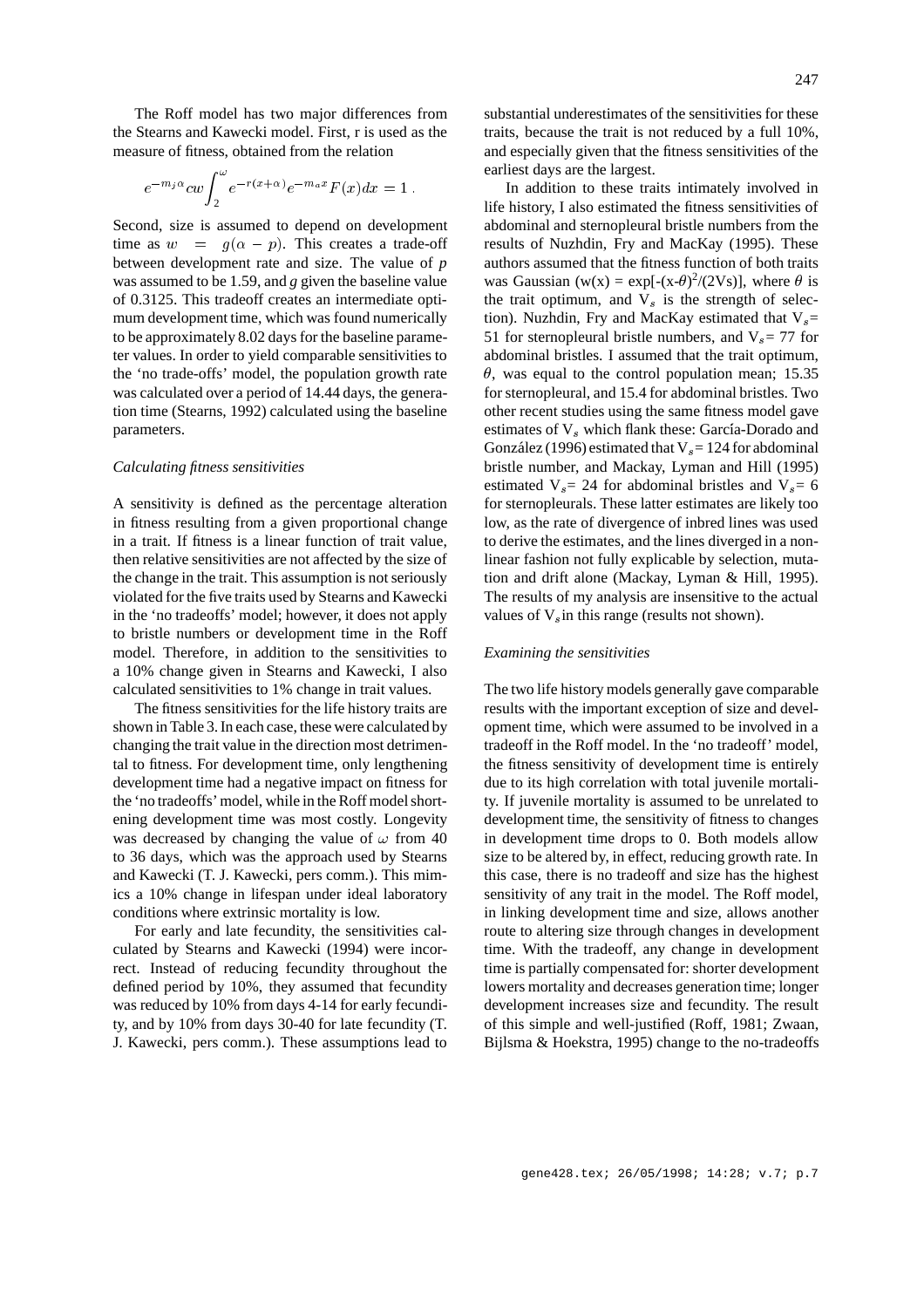The Roff model has two major differences from the Stearns and Kawecki model. First, r is used as the measure of fitness, obtained from the relation

$$e^{-m_j\alpha}cw\int_2^{\omega}e^{-r(x+\alpha)}e^{-m_a x}F(x)dx = 1\,.$$

Second, size is assumed to depend on development time as $w = g(\alpha - p)$. This creates a trade-off between development rate and size. The value of $p$ was assumed to be 1.59, and $g$ given the baseline value of 0.3125. This tradeoff creates an intermediate optimum development time, which was found numerically to be approximately 8.02 days for the baseline parameter values. In order to yield comparable sensitivities to the 'no trade-offs' model, the population growth rate was calculated over a period of 14.44 days, the generation time (Stearns, 1992) calculated using the baseline parameters.

*Calculating fitness sensitivities*

A sensitivity is defined as the percentage alteration in fitness resulting from a given proportional change in a trait. If fitness is a linear function of trait value, then relative sensitivities are not affected by the size of the change in the trait. This assumption is not seriously violated for the five traits used by Stearns and Kawecki in the 'no tradeoffs' model; however, it does not apply to bristle numbers or development time in the Roff model. Therefore, in addition to the sensitivities to a 10% change given in Stearns and Kawecki, I also calculated sensitivities to 1% change in trait values.

The fitness sensitivities for the life history traits are shown in Table 3. In each case, these were calculated by changing the trait value in the direction most detrimental to fitness. For development time, only lengthening development time had a negative impact on fitness for the 'no tradeoffs' model, while in the Roff model shortening development time was most costly. Longevity was decreased by changing the value of $\omega$ from 40 to 36 days, which was the approach used by Stearns and Kawecki (T. J. Kawecki, pers comm.). This mimics a 10% change in lifespan under ideal laboratory conditions where extrinsic mortality is low.

For early and late fecundity, the sensitivities calculated by Stearns and Kawecki (1994) were incorrect. Instead of reducing fecundity throughout the defined period by 10%, they assumed that fecundity was reduced by 10% from days 4-14 for early fecundity, and by 10% from days 30-40 for late fecundity (T. J. Kawecki, pers comm.). These assumptions lead to substantial underestimates of the sensitivities for these traits, because the trait is not reduced by a full 10%, and especially given that the fitness sensitivities of the earliest days are the largest.

In addition to these traits intimately involved in life history, I also estimated the fitness sensitivities of abdominal and sternopleural bristle numbers from the results of Nuzhdin, Fry and MacKay (1995). These authors assumed that the fitness function of both traits was Gaussian ($w(x) = \exp[-(x-\theta)^2/(2V_s)]$, where $\theta$ is the trait optimum, and $V_s$ is the strength of selection). Nuzhdin, Fry and MacKay estimated that $V_s$= 51 for sternopleural bristle numbers, and $V_s$= 77 for abdominal bristles. I assumed that the trait optimum, $\theta$, was equal to the control population mean; 15.35 for sternopleural, and 15.4 for abdominal bristles. Two other recent studies using the same fitness model gave estimates of $V_s$ which flank these: García-Dorado and González (1996) estimated that $V_s$= 124 for abdominal bristle number, and Mackay, Lyman and Hill (1995) estimated $V_s$= 24 for abdominal bristles and $V_s$= 6 for sternopleurals. These latter estimates are likely too low, as the rate of divergence of inbred lines was used to derive the estimates, and the lines diverged in a nonlinear fashion not fully explicable by selection, mutation and drift alone (Mackay, Lyman & Hill, 1995). The results of my analysis are insensitive to the actual values of $V_s$ in this range (results not shown).

*Examining the sensitivities*

The two life history models generally gave comparable results with the important exception of size and development time, which were assumed to be involved in a tradeoff in the Roff model. In the 'no tradeoff' model, the fitness sensitivity of development time is entirely due to its high correlation with total juvenile mortality. If juvenile mortality is assumed to be unrelated to development time, the sensitivity of fitness to changes in development time drops to 0. Both models allow size to be altered by, in effect, reducing growth rate. In this case, there is no tradeoff and size has the highest sensitivity of any trait in the model. The Roff model, in linking development time and size, allows another route to altering size through changes in development time. With the tradeoff, any change in development time is partially compensated for: shorter development lowers mortality and decreases generation time; longer development increases size and fecundity. The result of this simple and well-justified (Roff, 1981; Zwaan, Bijlsma & Hoekstra, 1995) change to the no-tradeoffs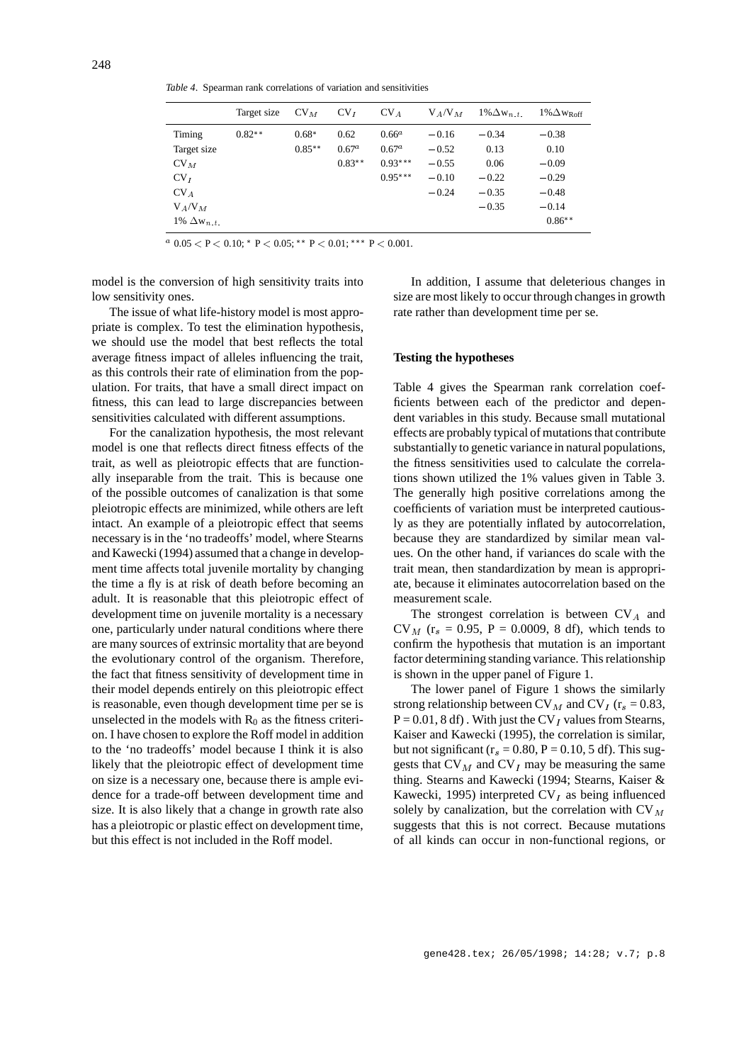*Table 4*. Spearman rank correlations of variation and sensitivities

| | Target size | $CV_M$ | $CV_I$ | $CV_A$ | $V_A/V_M$ | $1\%\Delta w_{n.t.}$ | $1\%\Delta w_{Roff}$ |
|---|---|---|---|---|---|---|---|
| Timing | 0.82** | 0.68* | 0.62 | 0.66[a] | −0.16 | −0.34 | −0.38 |
| Target size | | 0.85** | 0.67[a] | 0.67[a] | −0.52 | 0.13 | 0.10 |
| $CV_M$ | | | 0.83** | 0.93*** | −0.55 | 0.06 | −0.09 |
| $CV_I$ | | | | 0.95*** | −0.10 | −0.22 | −0.29 |
| $CV_A$ | | | | | −0.24 | −0.35 | −0.48 |
| $V_A/V_M$ | | | | | | −0.35 | −0.14 |
| $1\%\ \Delta w_{n.t.}$ | | | | | | | 0.86** |

[a] $0.05 < P < 0.10$; * $P < 0.05$; ** $P < 0.01$; *** $P < 0.001$.

model is the conversion of high sensitivity traits into low sensitivity ones.

The issue of what life-history model is most appropriate is complex. To test the elimination hypothesis, we should use the model that best reflects the total average fitness impact of alleles influencing the trait, as this controls their rate of elimination from the population. For traits, that have a small direct impact on fitness, this can lead to large discrepancies between sensitivities calculated with different assumptions.

For the canalization hypothesis, the most relevant model is one that reflects direct fitness effects of the trait, as well as pleiotropic effects that are functionally inseparable from the trait. This is because one of the possible outcomes of canalization is that some pleiotropic effects are minimized, while others are left intact. An example of a pleiotropic effect that seems necessary is in the 'no tradeoffs' model, where Stearns and Kawecki (1994) assumed that a change in development time affects total juvenile mortality by changing the time a fly is at risk of death before becoming an adult. It is reasonable that this pleiotropic effect of development time on juvenile mortality is a necessary one, particularly under natural conditions where there are many sources of extrinsic mortality that are beyond the evolutionary control of the organism. Therefore, the fact that fitness sensitivity of development time in their model depends entirely on this pleiotropic effect is reasonable, even though development time per se is unselected in the models with $R_0$ as the fitness criterion. I have chosen to explore the Roff model in addition to the 'no tradeoffs' model because I think it is also likely that the pleiotropic effect of development time on size is a necessary one, because there is ample evidence for a trade-off between development time and size. It is also likely that a change in growth rate also has a pleiotropic or plastic effect on development time, but this effect is not included in the Roff model.

In addition, I assume that deleterious changes in size are most likely to occur through changes in growth rate rather than development time per se.

**Testing the hypotheses**

Table 4 gives the Spearman rank correlation coefficients between each of the predictor and dependent variables in this study. Because small mutational effects are probably typical of mutations that contribute substantially to genetic variance in natural populations, the fitness sensitivities used to calculate the correlations shown utilized the 1% values given in Table 3. The generally high positive correlations among the coefficients of variation must be interpreted cautiously as they are potentially inflated by autocorrelation, because they are standardized by similar mean values. On the other hand, if variances do scale with the trait mean, then standardization by mean is appropriate, because it eliminates autocorrelation based on the measurement scale.

The strongest correlation is between $CV_A$ and $CV_M$ ($r_s = 0.95$, $P = 0.0009$, 8 df), which tends to confirm the hypothesis that mutation is an important factor determining standing variance. This relationship is shown in the upper panel of Figure 1.

The lower panel of Figure 1 shows the similarly strong relationship between $CV_M$ and $CV_I$ ($r_s = 0.83$, $P = 0.01$, 8 df) . With just the $CV_I$ values from Stearns, Kaiser and Kawecki (1995), the correlation is similar, but not significant ($r_s = 0.80$, $P = 0.10$, 5 df). This suggests that $CV_M$ and $CV_I$ may be measuring the same thing. Stearns and Kawecki (1994; Stearns, Kaiser & Kawecki, 1995) interpreted $CV_I$ as being influenced solely by canalization, but the correlation with $CV_M$ suggests that this is not correct. Because mutations of all kinds can occur in non-functional regions, or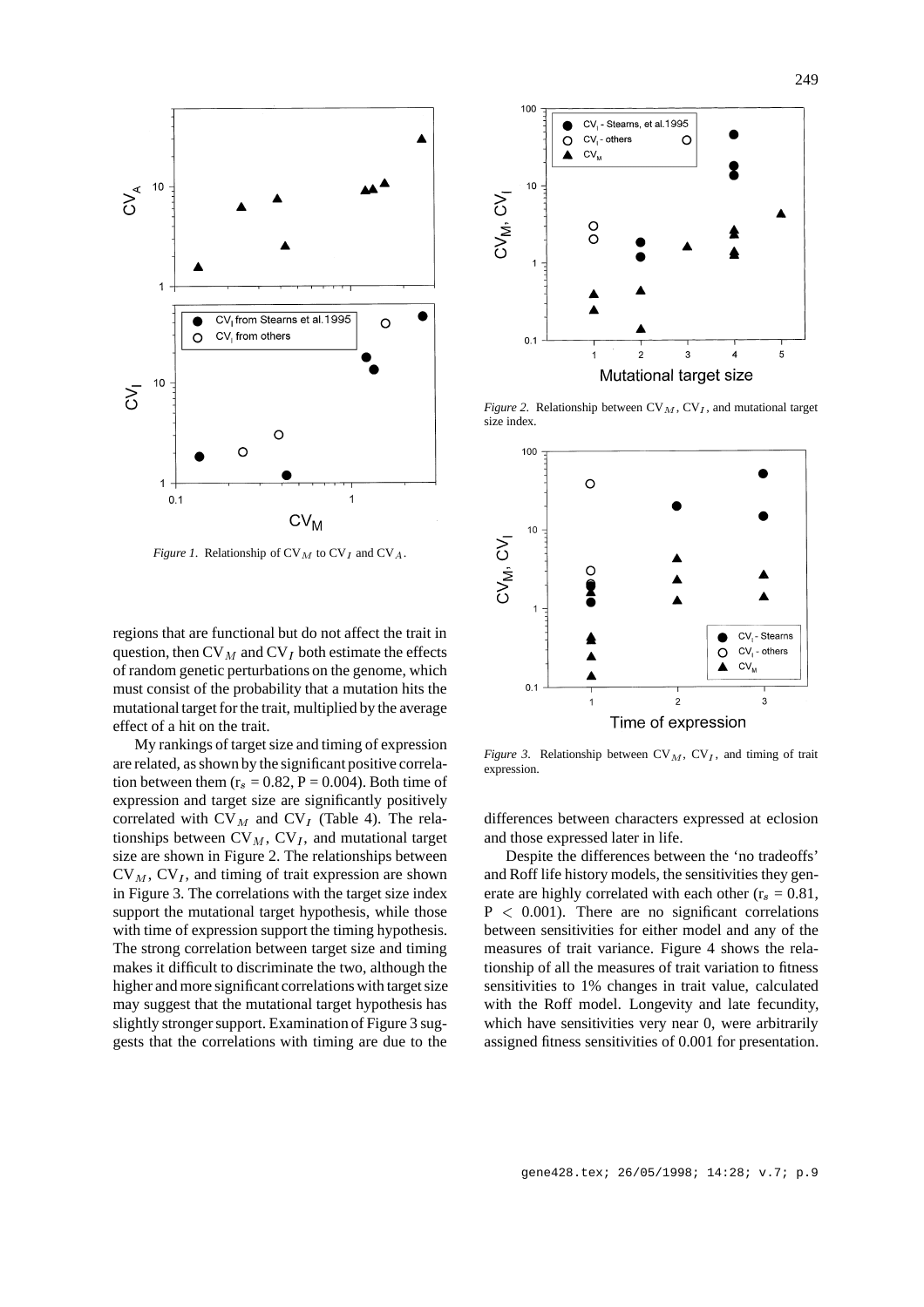*Figure 1.* Relationship of $CV_M$ to $CV_I$ and $CV_A$.

*Figure 2.* Relationship between $CV_M$, $CV_I$, and mutational target size index.

*Figure 3.* Relationship between $CV_M$, $CV_I$, and timing of trait expression.

regions that are functional but do not affect the trait in question, then $CV_M$ and $CV_I$ both estimate the effects of random genetic perturbations on the genome, which must consist of the probability that a mutation hits the mutational target for the trait, multiplied by the average effect of a hit on the trait.

My rankings of target size and timing of expression are related, as shown by the significant positive correlation between them ($r_s = 0.82$, $P = 0.004$). Both time of expression and target size are significantly positively correlated with $CV_M$ and $CV_I$ (Table 4). The relationships between $CV_M$, $CV_I$, and mutational target size are shown in Figure 2. The relationships between $CV_M$, $CV_I$, and timing of trait expression are shown in Figure 3. The correlations with the target size index support the mutational target hypothesis, while those with time of expression support the timing hypothesis. The strong correlation between target size and timing makes it difficult to discriminate the two, although the higher and more significant correlations with target size may suggest that the mutational target hypothesis has slightly stronger support. Examination of Figure 3 suggests that the correlations with timing are due to the differences between characters expressed at eclosion and those expressed later in life.

Despite the differences between the 'no tradeoffs' and Roff life history models, the sensitivities they generate are highly correlated with each other ($r_s = 0.81$, $P < 0.001$). There are no significant correlations between sensitivities for either model and any of the measures of trait variance. Figure 4 shows the relationship of all the measures of trait variation to fitness sensitivities to 1% changes in trait value, calculated with the Roff model. Longevity and late fecundity, which have sensitivities very near 0, were arbitrarily assigned fitness sensitivities of 0.001 for presentation.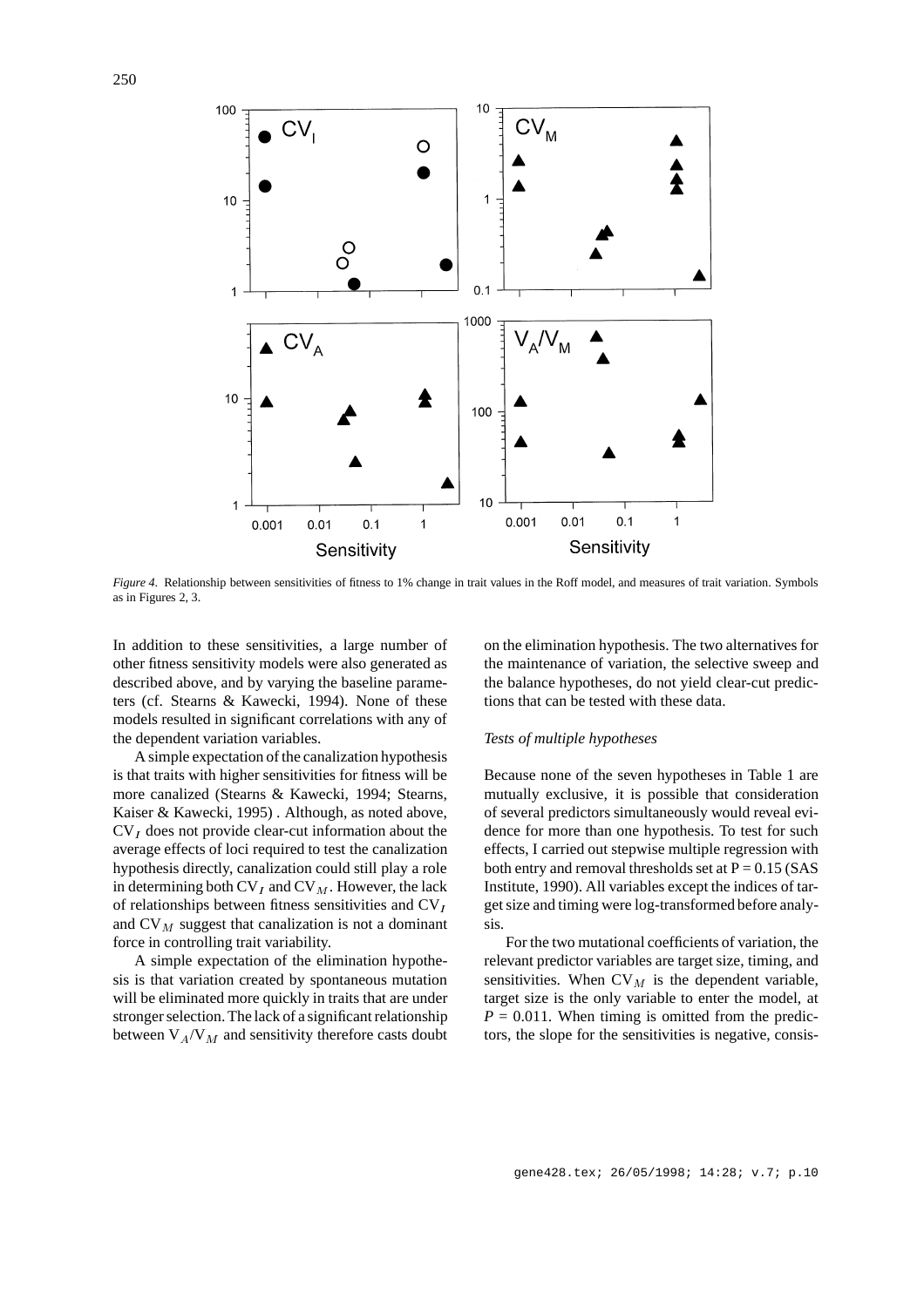*Figure 4.* Relationship between sensitivities of fitness to 1% change in trait values in the Roff model, and measures of trait variation. Symbols as in Figures 2, 3.

In addition to these sensitivities, a large number of other fitness sensitivity models were also generated as described above, and by varying the baseline parameters (cf. Stearns & Kawecki, 1994). None of these models resulted in significant correlations with any of the dependent variation variables.

A simple expectation of the canalization hypothesis is that traits with higher sensitivities for fitness will be more canalized (Stearns & Kawecki, 1994; Stearns, Kaiser & Kawecki, 1995) . Although, as noted above, $CV_I$ does not provide clear-cut information about the average effects of loci required to test the canalization hypothesis directly, canalization could still play a role in determining both $CV_I$ and $CV_M$. However, the lack of relationships between fitness sensitivities and $CV_I$ and $CV_M$ suggest that canalization is not a dominant force in controlling trait variability.

A simple expectation of the elimination hypothesis is that variation created by spontaneous mutation will be eliminated more quickly in traits that are under stronger selection. The lack of a significant relationship between $V_A/V_M$ and sensitivity therefore casts doubt on the elimination hypothesis. The two alternatives for the maintenance of variation, the selective sweep and the balance hypotheses, do not yield clear-cut predictions that can be tested with these data.

*Tests of multiple hypotheses*

Because none of the seven hypotheses in Table 1 are mutually exclusive, it is possible that consideration of several predictors simultaneously would reveal evidence for more than one hypothesis. To test for such effects, I carried out stepwise multiple regression with both entry and removal thresholds set at $P = 0.15$ (SAS Institute, 1990). All variables except the indices of target size and timing were log-transformed before analysis.

For the two mutational coefficients of variation, the relevant predictor variables are target size, timing, and sensitivities. When $CV_M$ is the dependent variable, target size is the only variable to enter the model, at $P = 0.011$. When timing is omitted from the predictors, the slope for the sensitivities is negative, consis-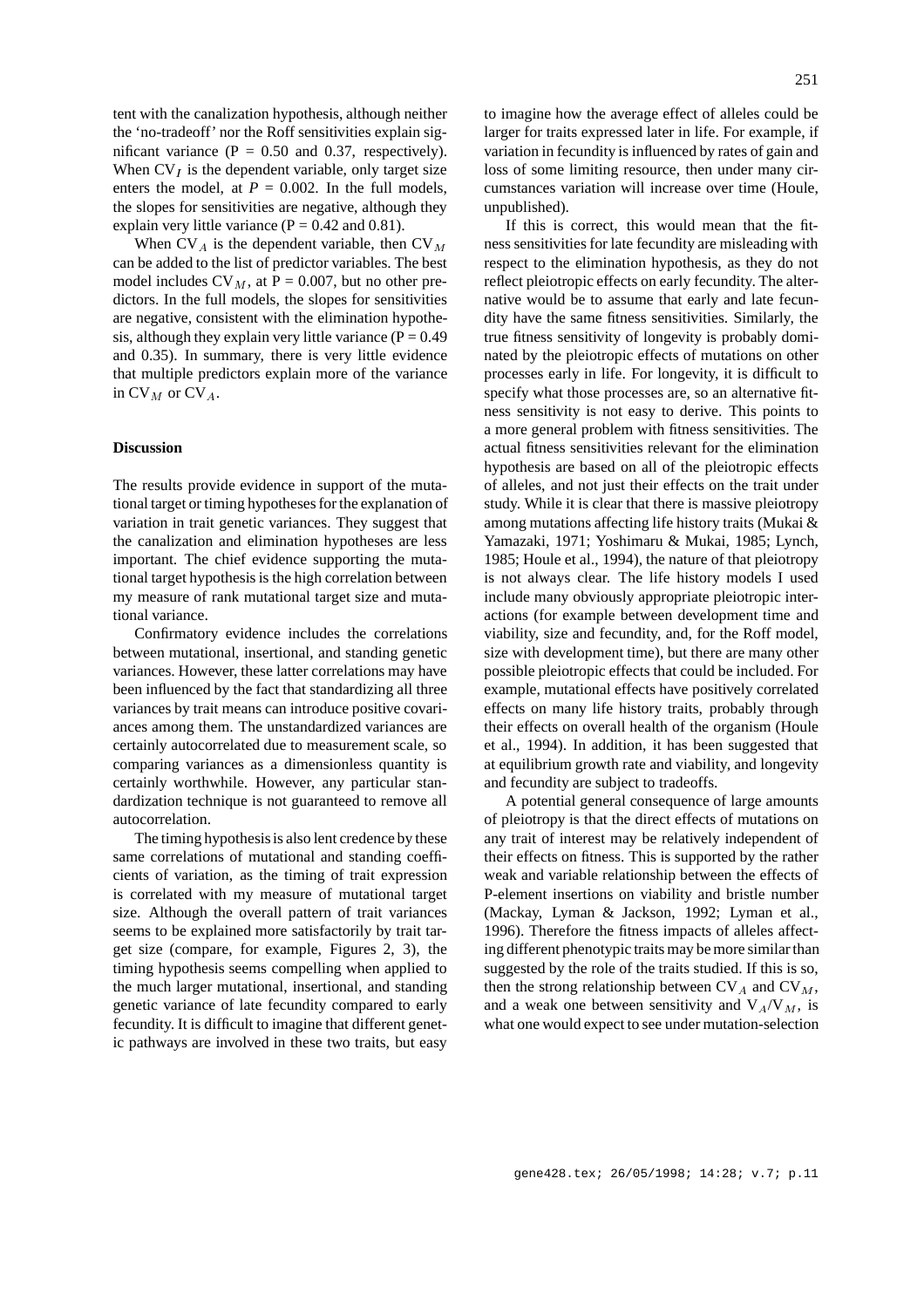tent with the canalization hypothesis, although neither the 'no-tradeoff' nor the Roff sensitivities explain significant variance (P = 0.50 and 0.37, respectively). When $CV_I$ is the dependent variable, only target size enters the model, at $P = 0.002$. In the full models, the slopes for sensitivities are negative, although they explain very little variance (P = 0.42 and 0.81).

When $CV_A$ is the dependent variable, then $CV_M$ can be added to the list of predictor variables. The best model includes $CV_M$, at P = 0.007, but no other predictors. In the full models, the slopes for sensitivities are negative, consistent with the elimination hypothesis, although they explain very little variance (P = 0.49 and 0.35). In summary, there is very little evidence that multiple predictors explain more of the variance in $CV_M$ or $CV_A$.

## Discussion

The results provide evidence in support of the mutational target or timing hypotheses for the explanation of variation in trait genetic variances. They suggest that the canalization and elimination hypotheses are less important. The chief evidence supporting the mutational target hypothesis is the high correlation between my measure of rank mutational target size and mutational variance.

Confirmatory evidence includes the correlations between mutational, insertional, and standing genetic variances. However, these latter correlations may have been influenced by the fact that standardizing all three variances by trait means can introduce positive covariances among them. The unstandardized variances are certainly autocorrelated due to measurement scale, so comparing variances as a dimensionless quantity is certainly worthwhile. However, any particular standardization technique is not guaranteed to remove all autocorrelation.

The timing hypothesis is also lent credence by these same correlations of mutational and standing coefficients of variation, as the timing of trait expression is correlated with my measure of mutational target size. Although the overall pattern of trait variances seems to be explained more satisfactorily by trait target size (compare, for example, Figures 2, 3), the timing hypothesis seems compelling when applied to the much larger mutational, insertional, and standing genetic variance of late fecundity compared to early fecundity. It is difficult to imagine that different genetic pathways are involved in these two traits, but easy to imagine how the average effect of alleles could be larger for traits expressed later in life. For example, if variation in fecundity is influenced by rates of gain and loss of some limiting resource, then under many circumstances variation will increase over time (Houle, unpublished).

If this is correct, this would mean that the fitness sensitivities for late fecundity are misleading with respect to the elimination hypothesis, as they do not reflect pleiotropic effects on early fecundity. The alternative would be to assume that early and late fecundity have the same fitness sensitivities. Similarly, the true fitness sensitivity of longevity is probably dominated by the pleiotropic effects of mutations on other processes early in life. For longevity, it is difficult to specify what those processes are, so an alternative fitness sensitivity is not easy to derive. This points to a more general problem with fitness sensitivities. The actual fitness sensitivities relevant for the elimination hypothesis are based on all of the pleiotropic effects of alleles, and not just their effects on the trait under study. While it is clear that there is massive pleiotropy among mutations affecting life history traits (Mukai & Yamazaki, 1971; Yoshimaru & Mukai, 1985; Lynch, 1985; Houle et al., 1994), the nature of that pleiotropy is not always clear. The life history models I used include many obviously appropriate pleiotropic interactions (for example between development time and viability, size and fecundity, and, for the Roff model, size with development time), but there are many other possible pleiotropic effects that could be included. For example, mutational effects have positively correlated effects on many life history traits, probably through their effects on overall health of the organism (Houle et al., 1994). In addition, it has been suggested that at equilibrium growth rate and viability, and longevity and fecundity are subject to tradeoffs.

A potential general consequence of large amounts of pleiotropy is that the direct effects of mutations on any trait of interest may be relatively independent of their effects on fitness. This is supported by the rather weak and variable relationship between the effects of P-element insertions on viability and bristle number (Mackay, Lyman & Jackson, 1992; Lyman et al., 1996). Therefore the fitness impacts of alleles affecting different phenotypic traits may be more similar than suggested by the role of the traits studied. If this is so, then the strong relationship between $CV_A$ and $CV_M$, and a weak one between sensitivity and $V_A/V_M$, is what one would expect to see under mutation-selection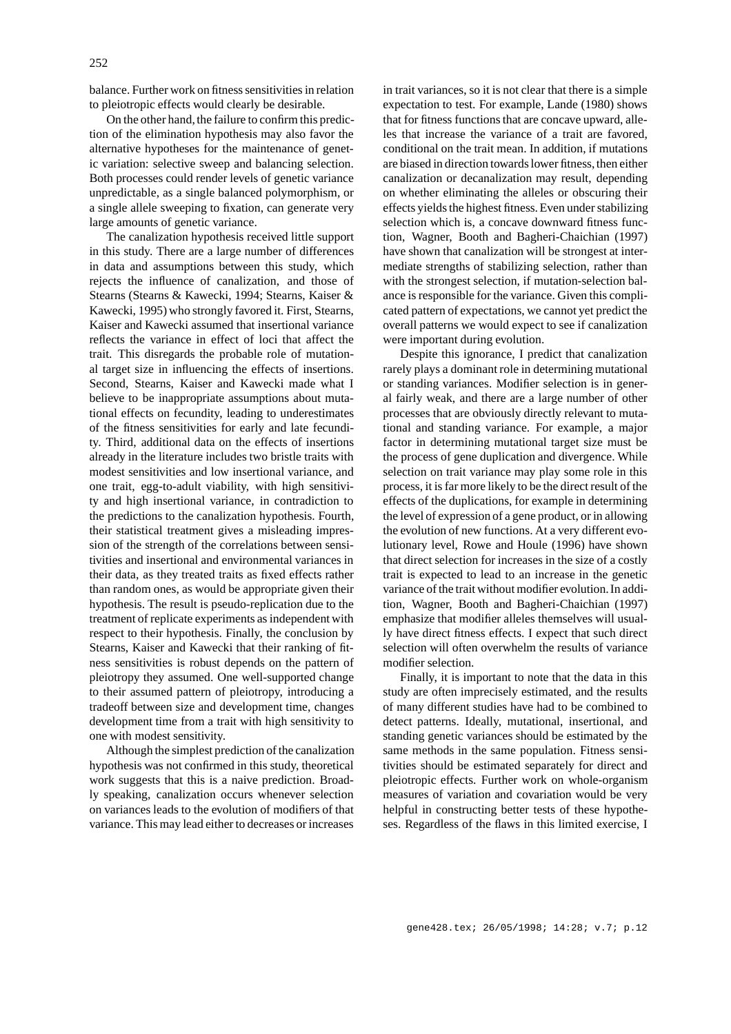balance. Further work on fitness sensitivities in relation to pleiotropic effects would clearly be desirable.

On the other hand, the failure to confirm this prediction of the elimination hypothesis may also favor the alternative hypotheses for the maintenance of genetic variation: selective sweep and balancing selection. Both processes could render levels of genetic variance unpredictable, as a single balanced polymorphism, or a single allele sweeping to fixation, can generate very large amounts of genetic variance.

The canalization hypothesis received little support in this study. There are a large number of differences in data and assumptions between this study, which rejects the influence of canalization, and those of Stearns (Stearns & Kawecki, 1994; Stearns, Kaiser & Kawecki, 1995) who strongly favored it. First, Stearns, Kaiser and Kawecki assumed that insertional variance reflects the variance in effect of loci that affect the trait. This disregards the probable role of mutational target size in influencing the effects of insertions. Second, Stearns, Kaiser and Kawecki made what I believe to be inappropriate assumptions about mutational effects on fecundity, leading to underestimates of the fitness sensitivities for early and late fecundity. Third, additional data on the effects of insertions already in the literature includes two bristle traits with modest sensitivities and low insertional variance, and one trait, egg-to-adult viability, with high sensitivity and high insertional variance, in contradiction to the predictions to the canalization hypothesis. Fourth, their statistical treatment gives a misleading impression of the strength of the correlations between sensitivities and insertional and environmental variances in their data, as they treated traits as fixed effects rather than random ones, as would be appropriate given their hypothesis. The result is pseudo-replication due to the treatment of replicate experiments as independent with respect to their hypothesis. Finally, the conclusion by Stearns, Kaiser and Kawecki that their ranking of fitness sensitivities is robust depends on the pattern of pleiotropy they assumed. One well-supported change to their assumed pattern of pleiotropy, introducing a tradeoff between size and development time, changes development time from a trait with high sensitivity to one with modest sensitivity.

Although the simplest prediction of the canalization hypothesis was not confirmed in this study, theoretical work suggests that this is a naive prediction. Broadly speaking, canalization occurs whenever selection on variances leads to the evolution of modifiers of that variance. This may lead either to decreases or increases in trait variances, so it is not clear that there is a simple expectation to test. For example, Lande (1980) shows that for fitness functions that are concave upward, alleles that increase the variance of a trait are favored, conditional on the trait mean. In addition, if mutations are biased in direction towards lower fitness, then either canalization or decanalization may result, depending on whether eliminating the alleles or obscuring their effects yields the highest fitness. Even under stabilizing selection which is, a concave downward fitness function, Wagner, Booth and Bagheri-Chaichian (1997) have shown that canalization will be strongest at intermediate strengths of stabilizing selection, rather than with the strongest selection, if mutation-selection balance is responsible for the variance. Given this complicated pattern of expectations, we cannot yet predict the overall patterns we would expect to see if canalization were important during evolution.

Despite this ignorance, I predict that canalization rarely plays a dominant role in determining mutational or standing variances. Modifier selection is in general fairly weak, and there are a large number of other processes that are obviously directly relevant to mutational and standing variance. For example, a major factor in determining mutational target size must be the process of gene duplication and divergence. While selection on trait variance may play some role in this process, it is far more likely to be the direct result of the effects of the duplications, for example in determining the level of expression of a gene product, or in allowing the evolution of new functions. At a very different evolutionary level, Rowe and Houle (1996) have shown that direct selection for increases in the size of a costly trait is expected to lead to an increase in the genetic variance of the trait without modifier evolution. In addition, Wagner, Booth and Bagheri-Chaichian (1997) emphasize that modifier alleles themselves will usually have direct fitness effects. I expect that such direct selection will often overwhelm the results of variance modifier selection.

Finally, it is important to note that the data in this study are often imprecisely estimated, and the results of many different studies have had to be combined to detect patterns. Ideally, mutational, insertional, and standing genetic variances should be estimated by the same methods in the same population. Fitness sensitivities should be estimated separately for direct and pleiotropic effects. Further work on whole-organism measures of variation and covariation would be very helpful in constructing better tests of these hypotheses. Regardless of the flaws in this limited exercise, I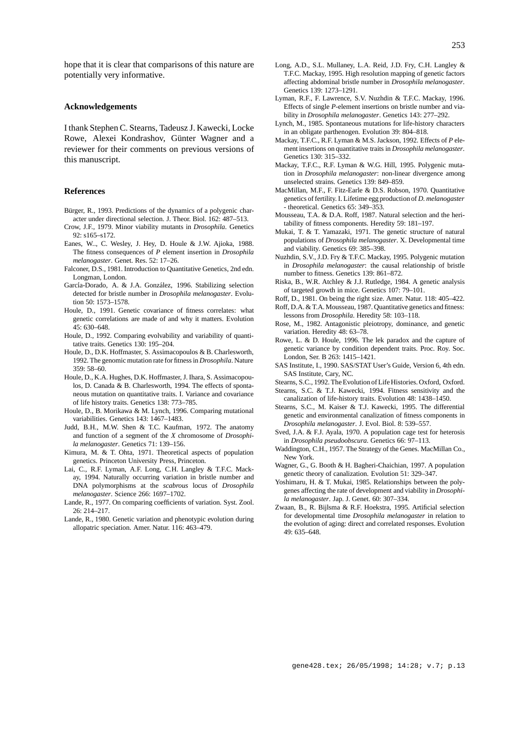hope that it is clear that comparisons of this nature are potentially very informative.

## Acknowledgements

I thank Stephen C. Stearns, Tadeusz J. Kawecki, Locke Rowe, Alexei Kondrashov, Günter Wagner and a reviewer for their comments on previous versions of this manuscript.

## References

Bürger, R., 1993. Predictions of the dynamics of a polygenic character under directional selection. J. Theor. Biol. 162: 487–513.

Crow, J.F., 1979. Minor viability mutants in *Drosophila*. Genetics 92: s165–s172.

Eanes, W.., C. Wesley, J. Hey, D. Houle & J.W. Ajioka, 1988. The fitness consequences of *P* element insertion in *Drosophila melanogaster*. Genet. Res. 52: 17–26.

Falconer, D.S., 1981. Introduction to Quantitative Genetics, 2nd edn. Longman, London.

García-Dorado, A. & J.A. González, 1996. Stabilizing selection detected for bristle number in *Drosophila melanogaster*. Evolution 50: 1573–1578.

Houle, D., 1991. Genetic covariance of fitness correlates: what genetic correlations are made of and why it matters. Evolution 45: 630–648.

Houle, D., 1992. Comparing evolvability and variability of quantitative traits. Genetics 130: 195–204.

Houle, D., D.K. Hoffmaster, S. Assimacopoulos & B. Charlesworth, 1992. The genomic mutation rate for fitness in *Drosophila*. Nature 359: 58–60.

Houle, D., K.A. Hughes, D.K. Hoffmaster, J. Ihara, S. Assimacopoulos, D. Canada & B. Charlesworth, 1994. The effects of spontaneous mutation on quantitative traits. I. Variance and covariance of life history traits. Genetics 138: 773–785.

Houle, D., B. Morikawa & M. Lynch, 1996. Comparing mutational variabilities. Genetics 143: 1467–1483.

Judd, B.H., M.W. Shen & T.C. Kaufman, 1972. The anatomy and function of a segment of the *X* chromosome of *Drosophila melanogaster*. Genetics 71: 139–156.

Kimura, M. & T. Ohta, 1971. Theoretical aspects of population genetics. Princeton University Press, Princeton.

Lai, C., R.F. Lyman, A.F. Long, C.H. Langley & T.F.C. Mackay, 1994. Naturally occurring variation in bristle number and DNA polymorphisms at the *scabrous* locus of *Drosophila melanogaster*. Science 266: 1697–1702.

Lande, R., 1977. On comparing coefficients of variation. Syst. Zool. 26: 214–217.

Lande, R., 1980. Genetic variation and phenotypic evolution during allopatric speciation. Amer. Natur. 116: 463–479.

Long, A.D., S.L. Mullaney, L.A. Reid, J.D. Fry, C.H. Langley & T.F.C. Mackay, 1995. High resolution mapping of genetic factors affecting abdominal bristle number in *Drosophila melanogaster*. Genetics 139: 1273–1291.

Lyman, R.F., F. Lawrence, S.V. Nuzhdin & T.F.C. Mackay, 1996. Effects of single *P*-element insertions on bristle number and viability in *Drosophila melanogaster*. Genetics 143: 277–292.

Lynch, M., 1985. Spontaneous mutations for life-history characters in an obligate parthenogen. Evolution 39: 804–818.

Mackay, T.F.C., R.F. Lyman & M.S. Jackson, 1992. Effects of *P* element insertions on quantitative traits in *Drosophila melanogaster*. Genetics 130: 315–332.

Mackay, T.F.C., R.F. Lyman & W.G. Hill, 1995. Polygenic mutation in *Drosophila melanogaster*: non-linear divergence among unselected strains. Genetics 139: 849–859.

MacMillan, M.F., F. Fitz-Earle & D.S. Robson, 1970. Quantitative genetics of fertility. I. Lifetime egg production of *D. melanogaster* - theoretical. Genetics 65: 349–353.

Mousseau, T.A. & D.A. Roff, 1987. Natural selection and the heritability of fitness components. Heredity 59: 181–197.

Mukai, T. & T. Yamazaki, 1971. The genetic structure of natural populations of *Drosophila melanogaster*. X. Developmental time and viability. Genetics 69: 385–398.

Nuzhdin, S.V., J.D. Fry & T.F.C. Mackay, 1995. Polygenic mutation in *Drosophila melanogaster*: the causal relationship of bristle number to fitness. Genetics 139: 861–872.

Riska, B., W.R. Atchley & J.J. Rutledge, 1984. A genetic analysis of targeted growth in mice. Genetics 107: 79–101.

Roff, D., 1981. On being the right size. Amer. Natur. 118: 405–422.

Roff, D.A. & T.A. Mousseau, 1987. Quantitative genetics and fitness: lessons from *Drosophila*. Heredity 58: 103–118.

Rose, M., 1982. Antagonistic pleiotropy, dominance, and genetic variation. Heredity 48: 63–78.

Rowe, L. & D. Houle, 1996. The lek paradox and the capture of genetic variance by condition dependent traits. Proc. Roy. Soc. London, Ser. B 263: 1415–1421.

SAS Institute, I., 1990. SAS/STAT User's Guide, Version 6, 4th edn. SAS Institute, Cary, NC.

Stearns, S.C., 1992. The Evolution of Life Histories. Oxford, Oxford.

Stearns, S.C. & T.J. Kawecki, 1994. Fitness sensitivity and the canalization of life-history traits. Evolution 48: 1438–1450.

Stearns, S.C., M. Kaiser & T.J. Kawecki, 1995. The differential genetic and environmental canalization of fitness components in *Drosophila melanogaster*. J. Evol. Biol. 8: 539–557.

Sved, J.A. & F.J. Ayala, 1970. A population cage test for heterosis in *Drosophila pseudoobscura*. Genetics 66: 97–113.

Waddington, C.H., 1957. The Strategy of the Genes. MacMillan Co., New York.

Wagner, G., G. Booth & H. Bagheri-Chaichian, 1997. A population genetic theory of canalization. Evolution 51: 329–347.

Yoshimaru, H. & T. Mukai, 1985. Relationships between the polygenes affecting the rate of development and viability in *Drosophila melanogaster*. Jap. J. Genet. 60: 307–334.

Zwaan, B., R. Bijlsma & R.F. Hoekstra, 1995. Artificial selection for developmental time *Drosophila melanogaster* in relation to the evolution of aging: direct and correlated responses. Evolution 49: 635–648.